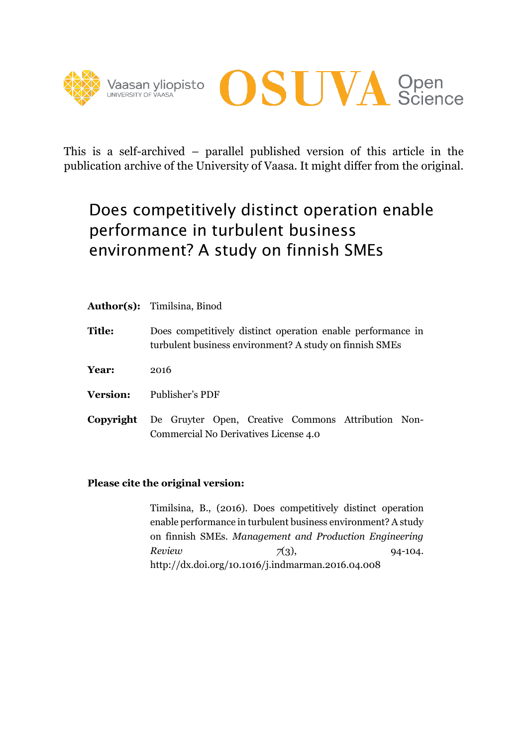This is a self-archived – parallel published version of this article in the publication archive of the University of Vaasa. It might differ from the original.

# Does competitively distinct operation enable performance in turbulent business environment? A study on finnish SMEs

**Author(s):** Timilsina, Binod

**Title:** Does competitively distinct operation enable performance in turbulent business environment? A study on finnish SMEs

**Year:** 2016

**Version:** Publisher's PDF

**Copyright** De Gruyter Open, Creative Commons Attribution Non-Commercial No Derivatives License 4.0

**Please cite the original version:**

Timilsina, B., (2016). Does competitively distinct operation enable performance in turbulent business environment? A study on finnish SMEs. *Management and Production Engineering Review* 7(3), 94-104. http://dx.doi.org/10.1016/j.indmarman.2016.04.008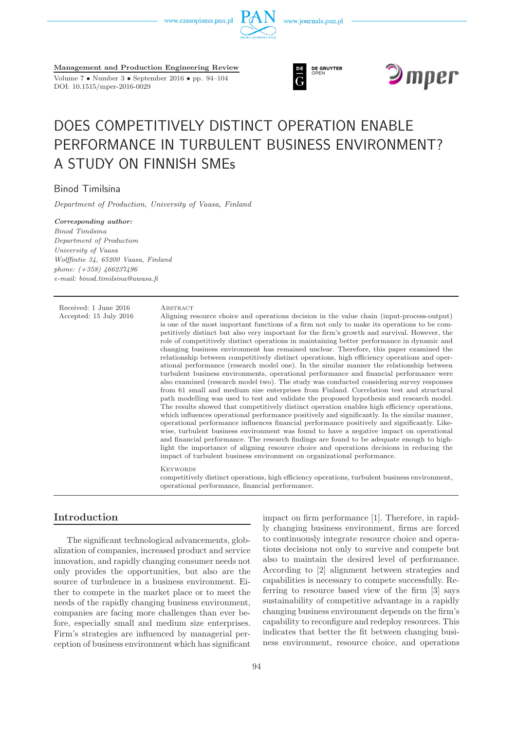Management and Production Engineering Review

Volume 7 • Number 3 • September 2016 • pp. 94–104

DOI: 10.1515/mper-2016-0029

# DOES COMPETITIVELY DISTINCT OPERATION ENABLE PERFORMANCE IN TURBULENT BUSINESS ENVIRONMENT? A STUDY ON FINNISH SMEs

Binod Timilsina

*Department of Production, University of Vaasa, Finland*

***Corresponding author:***
*Binod Timilsina*
*Department of Production*
*University of Vaasa*
*Wolffintie 34, 65200 Vaasa, Finland*
*phone: (+358) 466237496*
*e-mail: binod.timilsina@uwasa.fi*

Received: 1 June 2016
Accepted: 15 July 2016

Abstract

Aligning resource choice and operations decision in the value chain (input-process-output) is one of the most important functions of a firm not only to make its operations to be competitively distinct but also very important for the firm's growth and survival. However, the role of competitively distinct operations in maintaining better performance in dynamic and changing business environment has remained unclear. Therefore, this paper examined the relationship between competitively distinct operations, high efficiency operations and operational performance (research model one). In the similar manner the relationship between turbulent business environments, operational performance and financial performance were also examined (research model two). The study was conducted considering survey responses from 61 small and medium size enterprises from Finland. Correlation test and structural path modelling was used to test and validate the proposed hypothesis and research model. The results showed that competitively distinct operation enables high efficiency operations, which influences operational performance positively and significantly. In the similar manner, operational performance influences financial performance positively and significantly. Likewise, turbulent business environment was found to have a negative impact on operational and financial performance. The research findings are found to be adequate enough to highlight the importance of aligning resource choice and operations decisions in reducing the impact of turbulent business environment on organizational performance.

Keywords

competitively distinct operations, high efficiency operations, turbulent business environment, operational performance, financial performance.

## Introduction

The significant technological advancements, globalization of companies, increased product and service innovation, and rapidly changing consumer needs not only provides the opportunities, but also are the source of turbulence in a business environment. Either to compete in the market place or to meet the needs of the rapidly changing business environment, companies are facing more challenges than ever before, especially small and medium size enterprises. Firm's strategies are influenced by managerial perception of business environment which has significant impact on firm performance [1]. Therefore, in rapidly changing business environment, firms are forced to continuously integrate resource choice and operations decisions not only to survive and compete but also to maintain the desired level of performance. According to [2] alignment between strategies and capabilities is necessary to compete successfully. Referring to resource based view of the firm [3] says sustainability of competitive advantage in a rapidly changing business environment depends on the firm's capability to reconfigure and redeploy resources. This indicates that better the fit between changing business environment, resource choice, and operations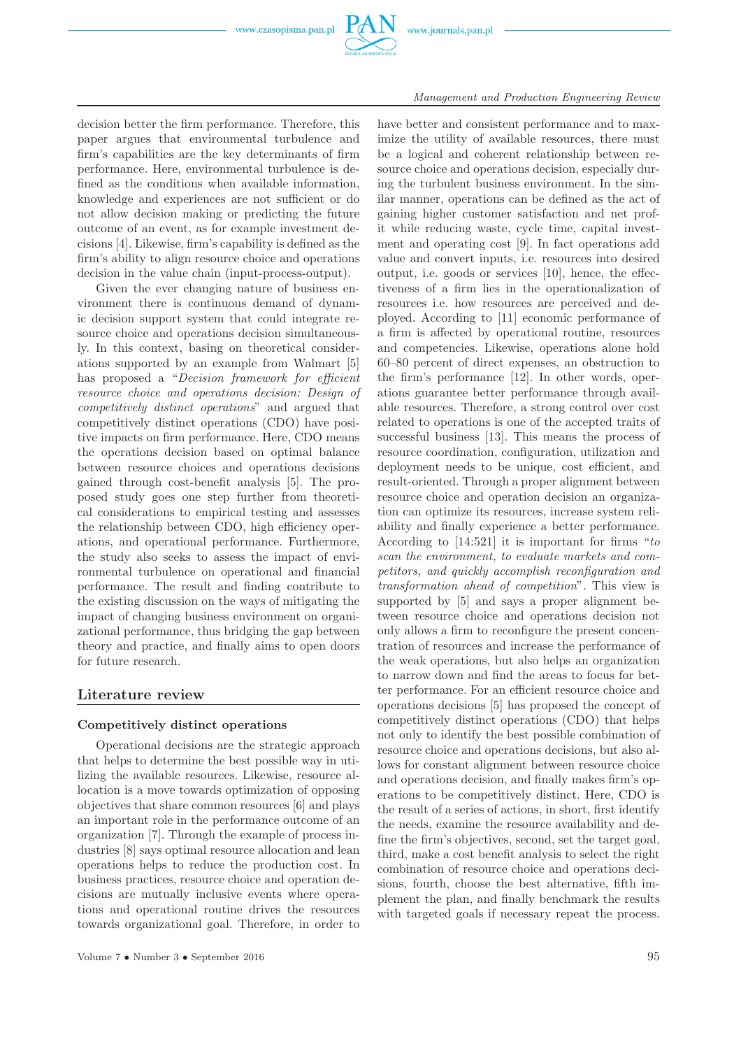decision better the firm performance. Therefore, this paper argues that environmental turbulence and firm's capabilities are the key determinants of firm performance. Here, environmental turbulence is defined as the conditions when available information, knowledge and experiences are not sufficient or do not allow decision making or predicting the future outcome of an event, as for example investment decisions [4]. Likewise, firm's capability is defined as the firm's ability to align resource choice and operations decision in the value chain (input-process-output).

Given the ever changing nature of business environment there is continuous demand of dynamic decision support system that could integrate resource choice and operations decision simultaneously. In this context, basing on theoretical considerations supported by an example from Walmart [5] has proposed a "*Decision framework for efficient resource choice and operations decision: Design of competitively distinct operations*" and argued that competitively distinct operations (CDO) have positive impacts on firm performance. Here, CDO means the operations decision based on optimal balance between resource choices and operations decisions gained through cost-benefit analysis [5]. The proposed study goes one step further from theoretical considerations to empirical testing and assesses the relationship between CDO, high efficiency operations, and operational performance. Furthermore, the study also seeks to assess the impact of environmental turbulence on operational and financial performance. The result and finding contribute to the existing discussion on the ways of mitigating the impact of changing business environment on organizational performance, thus bridging the gap between theory and practice, and finally aims to open doors for future research.

## Literature review

### Competitively distinct operations

Operational decisions are the strategic approach that helps to determine the best possible way in utilizing the available resources. Likewise, resource allocation is a move towards optimization of opposing objectives that share common resources [6] and plays an important role in the performance outcome of an organization [7]. Through the example of process industries [8] says optimal resource allocation and lean operations helps to reduce the production cost. In business practices, resource choice and operation decisions are mutually inclusive events where operations and operational routine drives the resources towards organizational goal. Therefore, in order to have better and consistent performance and to maximize the utility of available resources, there must be a logical and coherent relationship between resource choice and operations decision, especially during the turbulent business environment. In the similar manner, operations can be defined as the act of gaining higher customer satisfaction and net profit while reducing waste, cycle time, capital investment and operating cost [9]. In fact operations add value and convert inputs, i.e. resources into desired output, i.e. goods or services [10], hence, the effectiveness of a firm lies in the operationalization of resources i.e. how resources are perceived and deployed. According to [11] economic performance of a firm is affected by operational routine, resources and competencies. Likewise, operations alone hold 60–80 percent of direct expenses, an obstruction to the firm's performance [12]. In other words, operations guarantee better performance through available resources. Therefore, a strong control over cost related to operations is one of the accepted traits of successful business [13]. This means the process of resource coordination, configuration, utilization and deployment needs to be unique, cost efficient, and result-oriented. Through a proper alignment between resource choice and operation decision an organization can optimize its resources, increase system reliability and finally experience a better performance. According to [14:521] it is important for firms "*to scan the environment, to evaluate markets and competitors, and quickly accomplish reconfiguration and transformation ahead of competition*". This view is supported by [5] and says a proper alignment between resource choice and operations decision not only allows a firm to reconfigure the present concentration of resources and increase the performance of the weak operations, but also helps an organization to narrow down and find the areas to focus for better performance. For an efficient resource choice and operations decisions [5] has proposed the concept of competitively distinct operations (CDO) that helps not only to identify the best possible combination of resource choice and operations decisions, but also allows for constant alignment between resource choice and operations decision, and finally makes firm's operations to be competitively distinct. Here, CDO is the result of a series of actions, in short, first identify the needs, examine the resource availability and define the firm's objectives, second, set the target goal, third, make a cost benefit analysis to select the right combination of resource choice and operations decisions, fourth, choose the best alternative, fifth implement the plan, and finally benchmark the results with targeted goals if necessary repeat the process.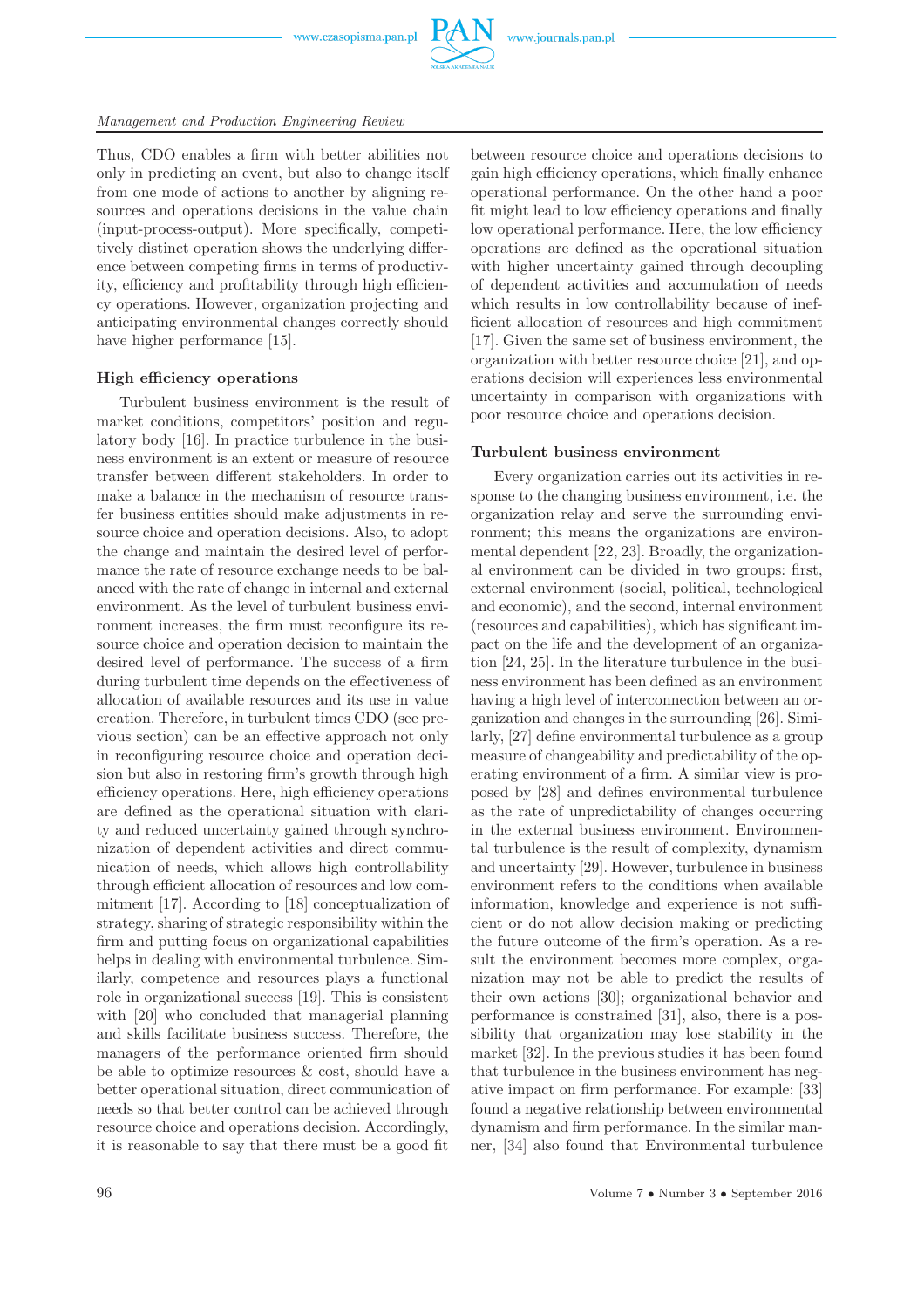Thus, CDO enables a firm with better abilities not only in predicting an event, but also to change itself from one mode of actions to another by aligning resources and operations decisions in the value chain (input-process-output). More specifically, competitively distinct operation shows the underlying difference between competing firms in terms of productivity, efficiency and profitability through high efficiency operations. However, organization projecting and anticipating environmental changes correctly should have higher performance [15].

### High efficiency operations

Turbulent business environment is the result of market conditions, competitors' position and regulatory body [16]. In practice turbulence in the business environment is an extent or measure of resource transfer between different stakeholders. In order to make a balance in the mechanism of resource transfer business entities should make adjustments in resource choice and operation decisions. Also, to adopt the change and maintain the desired level of performance the rate of resource exchange needs to be balanced with the rate of change in internal and external environment. As the level of turbulent business environment increases, the firm must reconfigure its resource choice and operation decision to maintain the desired level of performance. The success of a firm during turbulent time depends on the effectiveness of allocation of available resources and its use in value creation. Therefore, in turbulent times CDO (see previous section) can be an effective approach not only in reconfiguring resource choice and operation decision but also in restoring firm's growth through high efficiency operations. Here, high efficiency operations are defined as the operational situation with clarity and reduced uncertainty gained through synchronization of dependent activities and direct communication of needs, which allows high controllability through efficient allocation of resources and low commitment [17]. According to [18] conceptualization of strategy, sharing of strategic responsibility within the firm and putting focus on organizational capabilities helps in dealing with environmental turbulence. Similarly, competence and resources plays a functional role in organizational success [19]. This is consistent with [20] who concluded that managerial planning and skills facilitate business success. Therefore, the managers of the performance oriented firm should be able to optimize resources & cost, should have a better operational situation, direct communication of needs so that better control can be achieved through resource choice and operations decision. Accordingly, it is reasonable to say that there must be a good fit between resource choice and operations decisions to gain high efficiency operations, which finally enhance operational performance. On the other hand a poor fit might lead to low efficiency operations and finally low operational performance. Here, the low efficiency operations are defined as the operational situation with higher uncertainty gained through decoupling of dependent activities and accumulation of needs which results in low controllability because of inefficient allocation of resources and high commitment [17]. Given the same set of business environment, the organization with better resource choice [21], and operations decision will experiences less environmental uncertainty in comparison with organizations with poor resource choice and operations decision.

### Turbulent business environment

Every organization carries out its activities in response to the changing business environment, i.e. the organization relay and serve the surrounding environment; this means the organizations are environmental dependent [22, 23]. Broadly, the organizational environment can be divided in two groups: first, external environment (social, political, technological and economic), and the second, internal environment (resources and capabilities), which has significant impact on the life and the development of an organization [24, 25]. In the literature turbulence in the business environment has been defined as an environment having a high level of interconnection between an organization and changes in the surrounding [26]. Similarly, [27] define environmental turbulence as a group measure of changeability and predictability of the operating environment of a firm. A similar view is proposed by [28] and defines environmental turbulence as the rate of unpredictability of changes occurring in the external business environment. Environmental turbulence is the result of complexity, dynamism and uncertainty [29]. However, turbulence in business environment refers to the conditions when available information, knowledge and experience is not sufficient or do not allow decision making or predicting the future outcome of the firm's operation. As a result the environment becomes more complex, organization may not be able to predict the results of their own actions [30]; organizational behavior and performance is constrained [31], also, there is a possibility that organization may lose stability in the market [32]. In the previous studies it has been found that turbulence in the business environment has negative impact on firm performance. For example: [33] found a negative relationship between environmental dynamism and firm performance. In the similar manner, [34] also found that Environmental turbulence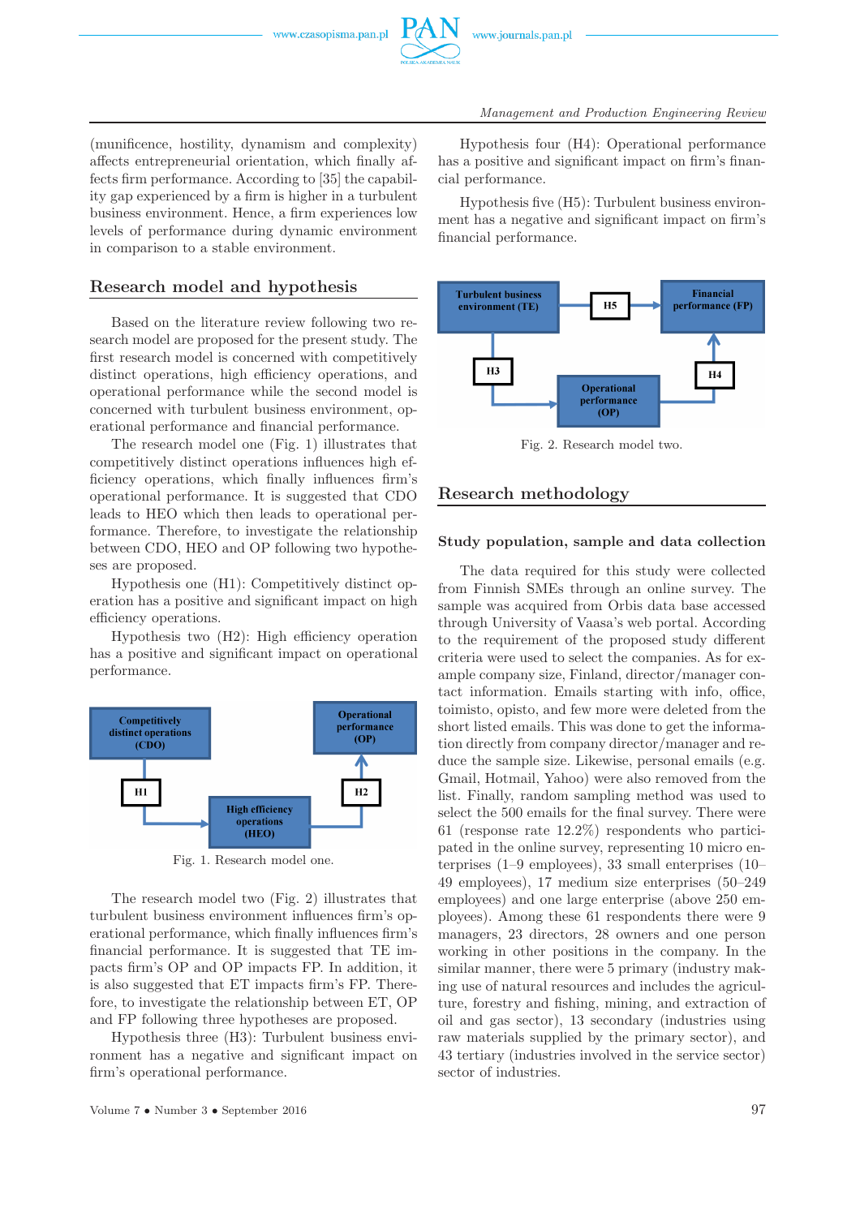(munificence, hostility, dynamism and complexity) affects entrepreneurial orientation, which finally affects firm performance. According to [35] the capability gap experienced by a firm is higher in a turbulent business environment. Hence, a firm experiences low levels of performance during dynamic environment in comparison to a stable environment.

## Research model and hypothesis

Based on the literature review following two research model are proposed for the present study. The first research model is concerned with competitively distinct operations, high efficiency operations, and operational performance while the second model is concerned with turbulent business environment, operational performance and financial performance.

The research model one (Fig. 1) illustrates that competitively distinct operations influences high efficiency operations, which finally influences firm's operational performance. It is suggested that CDO leads to HEO which then leads to operational performance. Therefore, to investigate the relationship between CDO, HEO and OP following two hypotheses are proposed.

Hypothesis one (H1): Competitively distinct operation has a positive and significant impact on high efficiency operations.

Hypothesis two (H2): High efficiency operation has a positive and significant impact on operational performance.

Fig. 1. Research model one.

The research model two (Fig. 2) illustrates that turbulent business environment influences firm's operational performance, which finally influences firm's financial performance. It is suggested that TE impacts firm's OP and OP impacts FP. In addition, it is also suggested that ET impacts firm's FP. Therefore, to investigate the relationship between ET, OP and FP following three hypotheses are proposed.

Hypothesis three (H3): Turbulent business environment has a negative and significant impact on firm's operational performance.

Hypothesis four (H4): Operational performance has a positive and significant impact on firm's financial performance.

Hypothesis five (H5): Turbulent business environment has a negative and significant impact on firm's financial performance.

Fig. 2. Research model two.

## Research methodology

### Study population, sample and data collection

The data required for this study were collected from Finnish SMEs through an online survey. The sample was acquired from Orbis data base accessed through University of Vaasa's web portal. According to the requirement of the proposed study different criteria were used to select the companies. As for example company size, Finland, director/manager contact information. Emails starting with info, office, toimisto, opisto, and few more were deleted from the short listed emails. This was done to get the information directly from company director/manager and reduce the sample size. Likewise, personal emails (e.g. Gmail, Hotmail, Yahoo) were also removed from the list. Finally, random sampling method was used to select the 500 emails for the final survey. There were 61 (response rate 12.2%) respondents who participated in the online survey, representing 10 micro enterprises (1–9 employees), 33 small enterprises (10–49 employees), 17 medium size enterprises (50–249 employees) and one large enterprise (above 250 employees). Among these 61 respondents there were 9 managers, 23 directors, 28 owners and one person working in other positions in the company. In the similar manner, there were 5 primary (industry making use of natural resources and includes the agriculture, forestry and fishing, mining, and extraction of oil and gas sector), 13 secondary (industries using raw materials supplied by the primary sector), and 43 tertiary (industries involved in the service sector) sector of industries.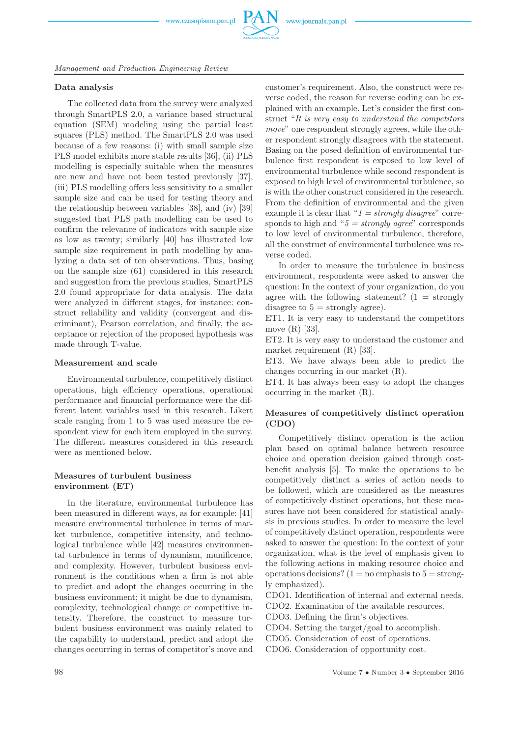### Data analysis

The collected data from the survey were analyzed through SmartPLS 2.0, a variance based structural equation (SEM) modeling using the partial least squares (PLS) method. The SmartPLS 2.0 was used because of a few reasons: (i) with small sample size PLS model exhibits more stable results [36], (ii) PLS modelling is especially suitable when the measures are new and have not been tested previously [37], (iii) PLS modelling offers less sensitivity to a smaller sample size and can be used for testing theory and the relationship between variables [38], and (iv) [39] suggested that PLS path modelling can be used to confirm the relevance of indicators with sample size as low as twenty; similarly [40] has illustrated low sample size requirement in path modelling by analyzing a data set of ten observations. Thus, basing on the sample size (61) considered in this research and suggestion from the previous studies, SmartPLS 2.0 found appropriate for data analysis. The data were analyzed in different stages, for instance: construct reliability and validity (convergent and discriminant), Pearson correlation, and finally, the acceptance or rejection of the proposed hypothesis was made through T-value.

### Measurement and scale

Environmental turbulence, competitively distinct operations, high efficiency operations, operational performance and financial performance were the different latent variables used in this research. Likert scale ranging from 1 to 5 was used measure the respondent view for each item employed in the survey. The different measures considered in this research were as mentioned below.

### Measures of turbulent business environment (ET)

In the literature, environmental turbulence has been measured in different ways, as for example: [41] measure environmental turbulence in terms of market turbulence, competitive intensity, and technological turbulence while [42] measures environmental turbulence in terms of dynamism, munificence, and complexity. However, turbulent business environment is the conditions when a firm is not able to predict and adopt the changes occurring in the business environment; it might be due to dynamism, complexity, technological change or competitive intensity. Therefore, the construct to measure turbulent business environment was mainly related to the capability to understand, predict and adopt the changes occurring in terms of competitor's move and customer's requirement. Also, the construct were reverse coded, the reason for reverse coding can be explained with an example. Let's consider the first construct "*It is very easy to understand the competitors move*" one respondent strongly agrees, while the other respondent strongly disagrees with the statement. Basing on the posed definition of environmental turbulence first respondent is exposed to low level of environmental turbulence while second respondent is exposed to high level of environmental turbulence, so is with the other construct considered in the research. From the definition of environmental and the given example it is clear that "*1 = strongly disagree*" corresponds to high and "*5 = strongly agree*" corresponds to low level of environmental turbulence, therefore, all the construct of environmental turbulence was reverse coded.

In order to measure the turbulence in business environment, respondents were asked to answer the question: In the context of your organization, do you agree with the following statement? (1 = strongly disagree to 5 = strongly agree).

ET1. It is very easy to understand the competitors move (R) [33].

ET2. It is very easy to understand the customer and market requirement (R) [33].

ET3. We have always been able to predict the changes occurring in our market (R).

ET4. It has always been easy to adopt the changes occurring in the market (R).

### Measures of competitively distinct operation (CDO)

Competitively distinct operation is the action plan based on optimal balance between resource choice and operation decision gained through cost-benefit analysis [5]. To make the operations to be competitively distinct a series of action needs to be followed, which are considered as the measures of competitively distinct operations, but these measures have not been considered for statistical analysis in previous studies. In order to measure the level of competitively distinct operation, respondents were asked to answer the question: In the context of your organization, what is the level of emphasis given to the following actions in making resource choice and operations decisions? (1 = no emphasis to 5 = strongly emphasized).

CDO1. Identification of internal and external needs.

CDO2. Examination of the available resources.

CDO3. Defining the firm's objectives.

CDO4. Setting the target/goal to accomplish.

CDO5. Consideration of cost of operations.

CDO6. Consideration of opportunity cost.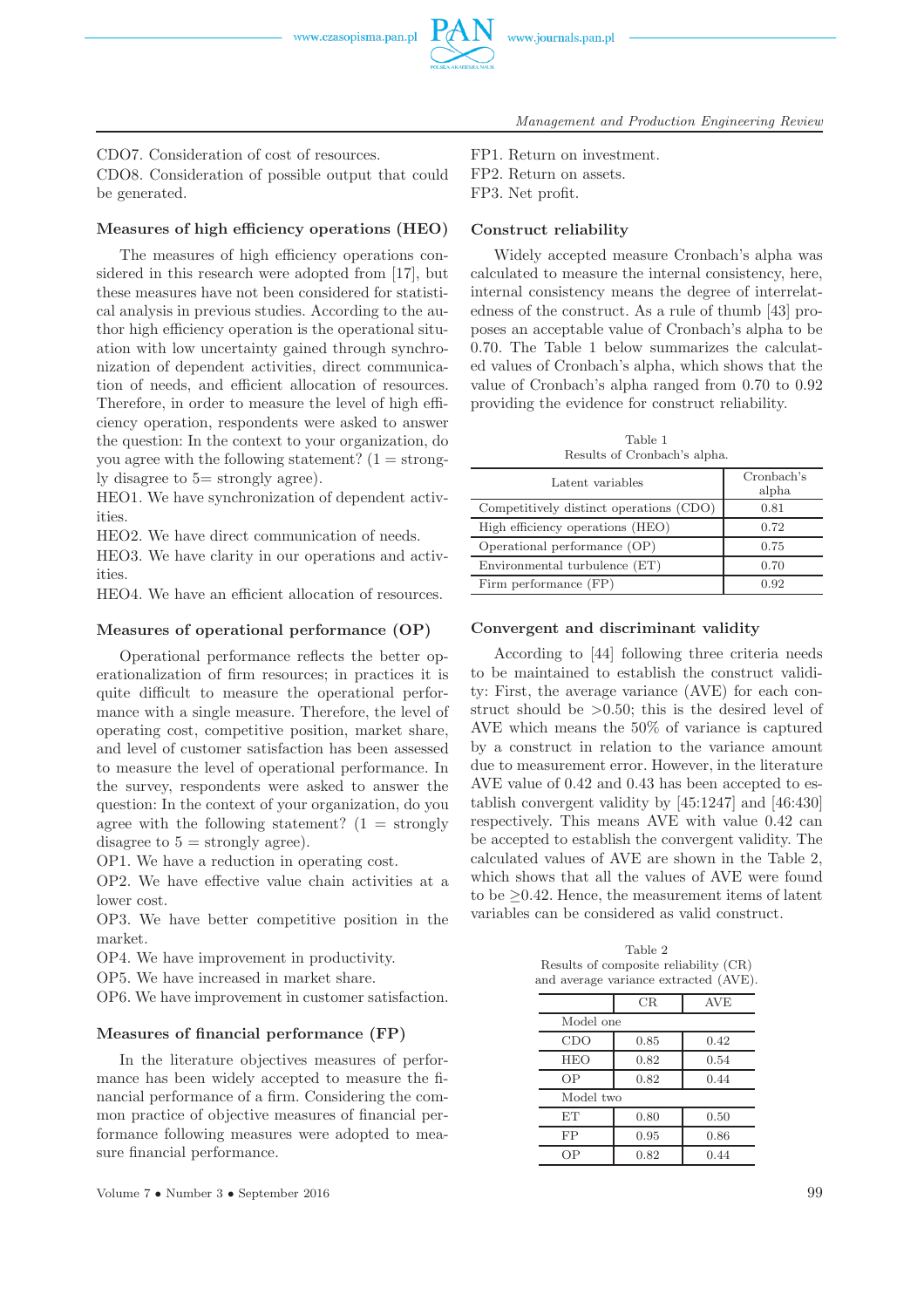CDO7. Consideration of cost of resources.

CDO8. Consideration of possible output that could be generated.

### Measures of high efficiency operations (HEO)

The measures of high efficiency operations considered in this research were adopted from [17], but these measures have not been considered for statistical analysis in previous studies. According to the author high efficiency operation is the operational situation with low uncertainty gained through synchronization of dependent activities, direct communication of needs, and efficient allocation of resources. Therefore, in order to measure the level of high efficiency operation, respondents were asked to answer the question: In the context to your organization, do you agree with the following statement? (1 = strongly disagree to 5= strongly agree).

HEO1. We have synchronization of dependent activities.

HEO2. We have direct communication of needs.

HEO3. We have clarity in our operations and activities.

HEO4. We have an efficient allocation of resources.

### Measures of operational performance (OP)

Operational performance reflects the better operationalization of firm resources; in practices it is quite difficult to measure the operational performance with a single measure. Therefore, the level of operating cost, competitive position, market share, and level of customer satisfaction has been assessed to measure the level of operational performance. In the survey, respondents were asked to answer the question: In the context of your organization, do you agree with the following statement? (1 = strongly disagree to 5 = strongly agree).

OP1. We have a reduction in operating cost.

OP2. We have effective value chain activities at a lower cost.

OP3. We have better competitive position in the market.

OP4. We have improvement in productivity.

OP5. We have increased in market share.

OP6. We have improvement in customer satisfaction.

### Measures of financial performance (FP)

In the literature objectives measures of performance has been widely accepted to measure the financial performance of a firm. Considering the common practice of objective measures of financial performance following measures were adopted to measure financial performance.

FP1. Return on investment.

FP2. Return on assets.

FP3. Net profit.

### Construct reliability

Widely accepted measure Cronbach's alpha was calculated to measure the internal consistency, here, internal consistency means the degree of interrelatedness of the construct. As a rule of thumb [43] proposes an acceptable value of Cronbach's alpha to be 0.70. The Table 1 below summarizes the calculated values of Cronbach's alpha, which shows that the value of Cronbach's alpha ranged from 0.70 to 0.92 providing the evidence for construct reliability.

Table 1
Results of Cronbach's alpha.

| Latent variables | Cronbach's alpha |
|---|---|
| Competitively distinct operations (CDO) | 0.81 |
| High efficiency operations (HEO) | 0.72 |
| Operational performance (OP) | 0.75 |
| Environmental turbulence (ET) | 0.70 |
| Firm performance (FP) | 0.92 |

### Convergent and discriminant validity

According to [44] following three criteria needs to be maintained to establish the construct validity: First, the average variance (AVE) for each construct should be >0.50; this is the desired level of AVE which means the 50% of variance is captured by a construct in relation to the variance amount due to measurement error. However, in the literature AVE value of 0.42 and 0.43 has been accepted to establish convergent validity by [45:1247] and [46:430] respectively. This means AVE with value 0.42 can be accepted to establish the convergent validity. The calculated values of AVE are shown in the Table 2, which shows that all the values of AVE were found to be ≥0.42. Hence, the measurement items of latent variables can be considered as valid construct.

Table 2
Results of composite reliability (CR) and average variance extracted (AVE).

| | CR | AVE |
|---|---|---|
| Model one | | |
| CDO | 0.85 | 0.42 |
| HEO | 0.82 | 0.54 |
| OP | 0.82 | 0.44 |
| Model two | | |
| ET | 0.80 | 0.50 |
| FP | 0.95 | 0.86 |
| OP | 0.82 | 0.44 |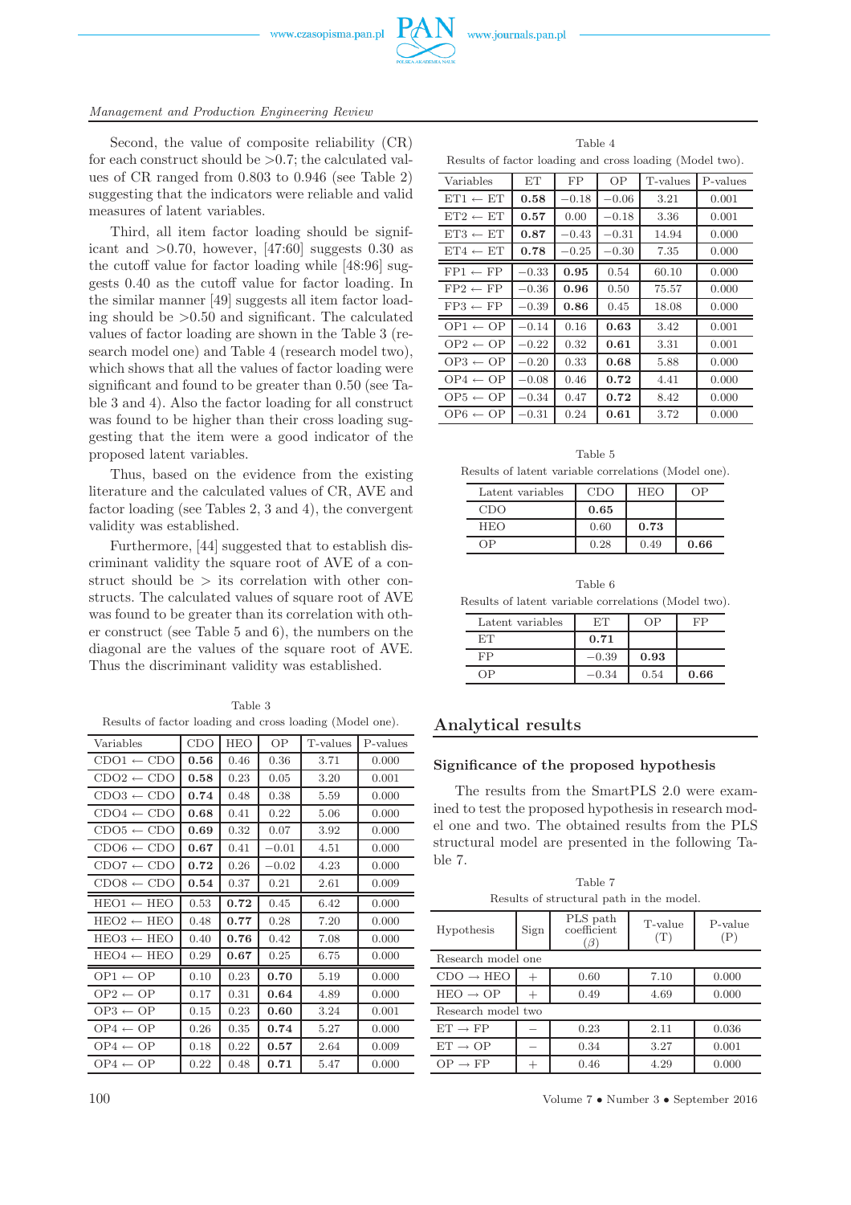Second, the value of composite reliability (CR) for each construct should be >0.7; the calculated values of CR ranged from 0.803 to 0.946 (see Table 2) suggesting that the indicators were reliable and valid measures of latent variables.

Third, all item factor loading should be significant and >0.70, however, [47:60] suggests 0.30 as the cutoff value for factor loading while [48:96] suggests 0.40 as the cutoff value for factor loading. In the similar manner [49] suggests all item factor loading should be >0.50 and significant. The calculated values of factor loading are shown in the Table 3 (research model one) and Table 4 (research model two), which shows that all the values of factor loading were significant and found to be greater than 0.50 (see Table 3 and 4). Also the factor loading for all construct was found to be higher than their cross loading suggesting that the item were a good indicator of the proposed latent variables.

Thus, based on the evidence from the existing literature and the calculated values of CR, AVE and factor loading (see Tables 2, 3 and 4), the convergent validity was established.

Furthermore, [44] suggested that to establish discriminant validity the square root of AVE of a construct should be > its correlation with other constructs. The calculated values of square root of AVE was found to be greater than its correlation with other construct (see Table 5 and 6), the numbers on the diagonal are the values of the square root of AVE. Thus the discriminant validity was established.

Table 3
Results of factor loading and cross loading (Model one).

| Variables | CDO | HEO | OP | T-values | P-values |
|---|---|---|---|---|---|
| CDO1 ← CDO | **0.56** | 0.46 | 0.36 | 3.71 | 0.000 |
| CDO2 ← CDO | **0.58** | 0.23 | 0.05 | 3.20 | 0.001 |
| CDO3 ← CDO | **0.74** | 0.48 | 0.38 | 5.59 | 0.000 |
| CDO4 ← CDO | **0.68** | 0.41 | 0.22 | 5.06 | 0.000 |
| CDO5 ← CDO | **0.69** | 0.32 | 0.07 | 3.92 | 0.000 |
| CDO6 ← CDO | **0.67** | 0.41 | −0.01 | 4.51 | 0.000 |
| CDO7 ← CDO | **0.72** | 0.26 | −0.02 | 4.23 | 0.000 |
| CDO8 ← CDO | **0.54** | 0.37 | 0.21 | 2.61 | 0.009 |
| HEO1 ← HEO | 0.53 | **0.72** | 0.45 | 6.42 | 0.000 |
| HEO2 ← HEO | 0.48 | **0.77** | 0.28 | 7.20 | 0.000 |
| HEO3 ← HEO | 0.40 | **0.76** | 0.42 | 7.08 | 0.000 |
| HEO4 ← HEO | 0.29 | **0.67** | 0.25 | 6.75 | 0.000 |
| OP1 ← OP | 0.10 | 0.23 | **0.70** | 5.19 | 0.000 |
| OP2 ← OP | 0.17 | 0.31 | **0.64** | 4.89 | 0.000 |
| OP3 ← OP | 0.15 | 0.23 | **0.60** | 3.24 | 0.001 |
| OP4 ← OP | 0.26 | 0.35 | **0.74** | 5.27 | 0.000 |
| OP4 ← OP | 0.18 | 0.22 | **0.57** | 2.64 | 0.009 |
| OP4 ← OP | 0.22 | 0.48 | **0.71** | 5.47 | 0.000 |

Table 4
Results of factor loading and cross loading (Model two).

| Variables | ET | FP | OP | T-values | P-values |
|---|---|---|---|---|---|
| ET1 ← ET | **0.58** | −0.18 | −0.06 | 3.21 | 0.001 |
| ET2 ← ET | **0.57** | 0.00 | −0.18 | 3.36 | 0.001 |
| ET3 ← ET | **0.87** | −0.43 | −0.31 | 14.94 | 0.000 |
| ET4 ← ET | **0.78** | −0.25 | −0.30 | 7.35 | 0.000 |
| FP1 ← FP | −0.33 | **0.95** | 0.54 | 60.10 | 0.000 |
| FP2 ← FP | −0.36 | **0.96** | 0.50 | 75.57 | 0.000 |
| FP3 ← FP | −0.39 | **0.86** | 0.45 | 18.08 | 0.000 |
| OP1 ← OP | −0.14 | 0.16 | **0.63** | 3.42 | 0.001 |
| OP2 ← OP | −0.22 | 0.32 | **0.61** | 3.31 | 0.001 |
| OP3 ← OP | −0.20 | 0.33 | **0.68** | 5.88 | 0.000 |
| OP4 ← OP | −0.08 | 0.46 | **0.72** | 4.41 | 0.000 |
| OP5 ← OP | −0.34 | 0.47 | **0.72** | 8.42 | 0.000 |
| OP6 ← OP | −0.31 | 0.24 | **0.61** | 3.72 | 0.000 |

Table 5
Results of latent variable correlations (Model one).

| Latent variables | CDO | HEO | OP |
|---|---|---|---|
| CDO | **0.65** | | |
| HEO | 0.60 | **0.73** | |
| OP | 0.28 | 0.49 | **0.66** |

Table 6
Results of latent variable correlations (Model two).

| Latent variables | ET | OP | FP |
|---|---|---|---|
| ET | **0.71** | | |
| FP | −0.39 | **0.93** | |
| OP | −0.34 | 0.54 | **0.66** |

## Analytical results

### Significance of the proposed hypothesis

The results from the SmartPLS 2.0 were examined to test the proposed hypothesis in research model one and two. The obtained results from the PLS structural model are presented in the following Table 7.

Table 7
Results of structural path in the model.

| Hypothesis | Sign | PLS path coefficient ($\beta$) | T-value (T) | P-value (P) |
|---|---|---|---|---|
| Research model one | | | | |
| CDO → HEO | + | 0.60 | 7.10 | 0.000 |
| HEO → OP | + | 0.49 | 4.69 | 0.000 |
| Research model two | | | | |
| ET → FP | − | 0.23 | 2.11 | 0.036 |
| ET → OP | − | 0.34 | 3.27 | 0.001 |
| OP → FP | + | 0.46 | 4.29 | 0.000 |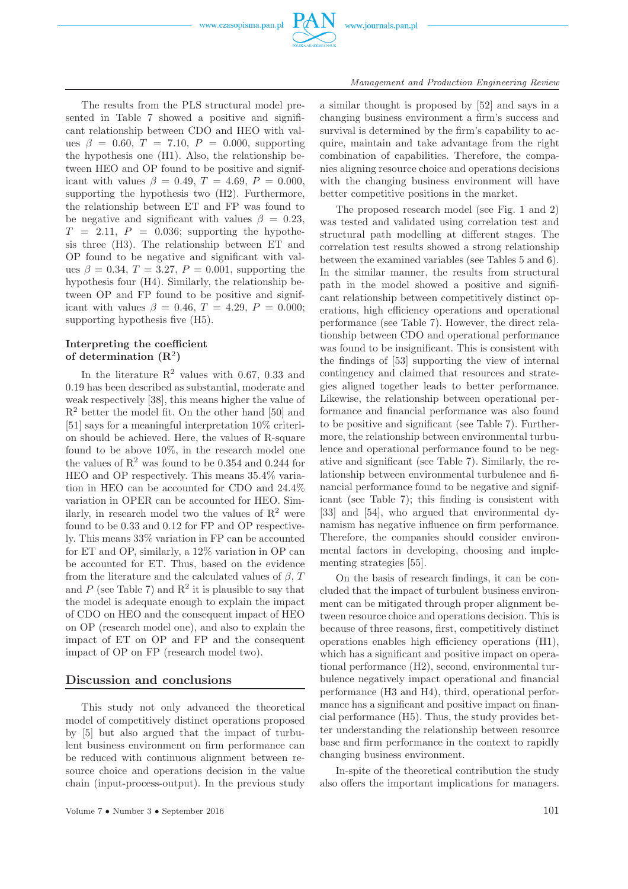The results from the PLS structural model presented in Table 7 showed a positive and significant relationship between CDO and HEO with values $\beta = 0.60$, $T = 7.10$, $P = 0.000$, supporting the hypothesis one (H1). Also, the relationship between HEO and OP found to be positive and significant with values $\beta = 0.49$, $T = 4.69$, $P = 0.000$, supporting the hypothesis two (H2). Furthermore, the relationship between ET and FP was found to be negative and significant with values $\beta = 0.23$, $T = 2.11$, $P = 0.036$; supporting the hypothesis three (H3). The relationship between ET and OP found to be negative and significant with values $\beta = 0.34$, $T = 3.27$, $P = 0.001$, supporting the hypothesis four (H4). Similarly, the relationship between OP and FP found to be positive and significant with values $\beta = 0.46$, $T = 4.29$, $P = 0.000$; supporting hypothesis five (H5).

### Interpreting the coefficient of determination ($R^2$)

In the literature $R^2$ values with 0.67, 0.33 and 0.19 has been described as substantial, moderate and weak respectively [38], this means higher the value of $R^2$ better the model fit. On the other hand [50] and [51] says for a meaningful interpretation 10% criterion should be achieved. Here, the values of R-square found to be above 10%, in the research model one the values of $R^2$ was found to be 0.354 and 0.244 for HEO and OP respectively. This means 35.4% variation in HEO can be accounted for CDO and 24.4% variation in OPER can be accounted for HEO. Similarly, in research model two the values of $R^2$ were found to be 0.33 and 0.12 for FP and OP respectively. This means 33% variation in FP can be accounted for ET and OP, similarly, a 12% variation in OP can be accounted for ET. Thus, based on the evidence from the literature and the calculated values of $\beta$, $T$ and $P$ (see Table 7) and $R^2$ it is plausible to say that the model is adequate enough to explain the impact of CDO on HEO and the consequent impact of HEO on OP (research model one), and also to explain the impact of ET on OP and FP and the consequent impact of OP on FP (research model two).

## Discussion and conclusions

This study not only advanced the theoretical model of competitively distinct operations proposed by [5] but also argued that the impact of turbulent business environment on firm performance can be reduced with continuous alignment between resource choice and operations decision in the value chain (input-process-output). In the previous study a similar thought is proposed by [52] and says in a changing business environment a firm's success and survival is determined by the firm's capability to acquire, maintain and take advantage from the right combination of capabilities. Therefore, the companies aligning resource choice and operations decisions with the changing business environment will have better competitive positions in the market.

The proposed research model (see Fig. 1 and 2) was tested and validated using correlation test and structural path modelling at different stages. The correlation test results showed a strong relationship between the examined variables (see Tables 5 and 6). In the similar manner, the results from structural path in the model showed a positive and significant relationship between competitively distinct operations, high efficiency operations and operational performance (see Table 7). However, the direct relationship between CDO and operational performance was found to be insignificant. This is consistent with the findings of [53] supporting the view of internal contingency and claimed that resources and strategies aligned together leads to better performance. Likewise, the relationship between operational performance and financial performance was also found to be positive and significant (see Table 7). Furthermore, the relationship between environmental turbulence and operational performance found to be negative and significant (see Table 7). Similarly, the relationship between environmental turbulence and financial performance found to be negative and significant (see Table 7); this finding is consistent with [33] and [54], who argued that environmental dynamism has negative influence on firm performance. Therefore, the companies should consider environmental factors in developing, choosing and implementing strategies [55].

On the basis of research findings, it can be concluded that the impact of turbulent business environment can be mitigated through proper alignment between resource choice and operations decision. This is because of three reasons, first, competitively distinct operations enables high efficiency operations (H1), which has a significant and positive impact on operational performance (H2), second, environmental turbulence negatively impact operational and financial performance (H3 and H4), third, operational performance has a significant and positive impact on financial performance (H5). Thus, the study provides better understanding the relationship between resource base and firm performance in the context to rapidly changing business environment.

In-spite of the theoretical contribution the study also offers the important implications for managers.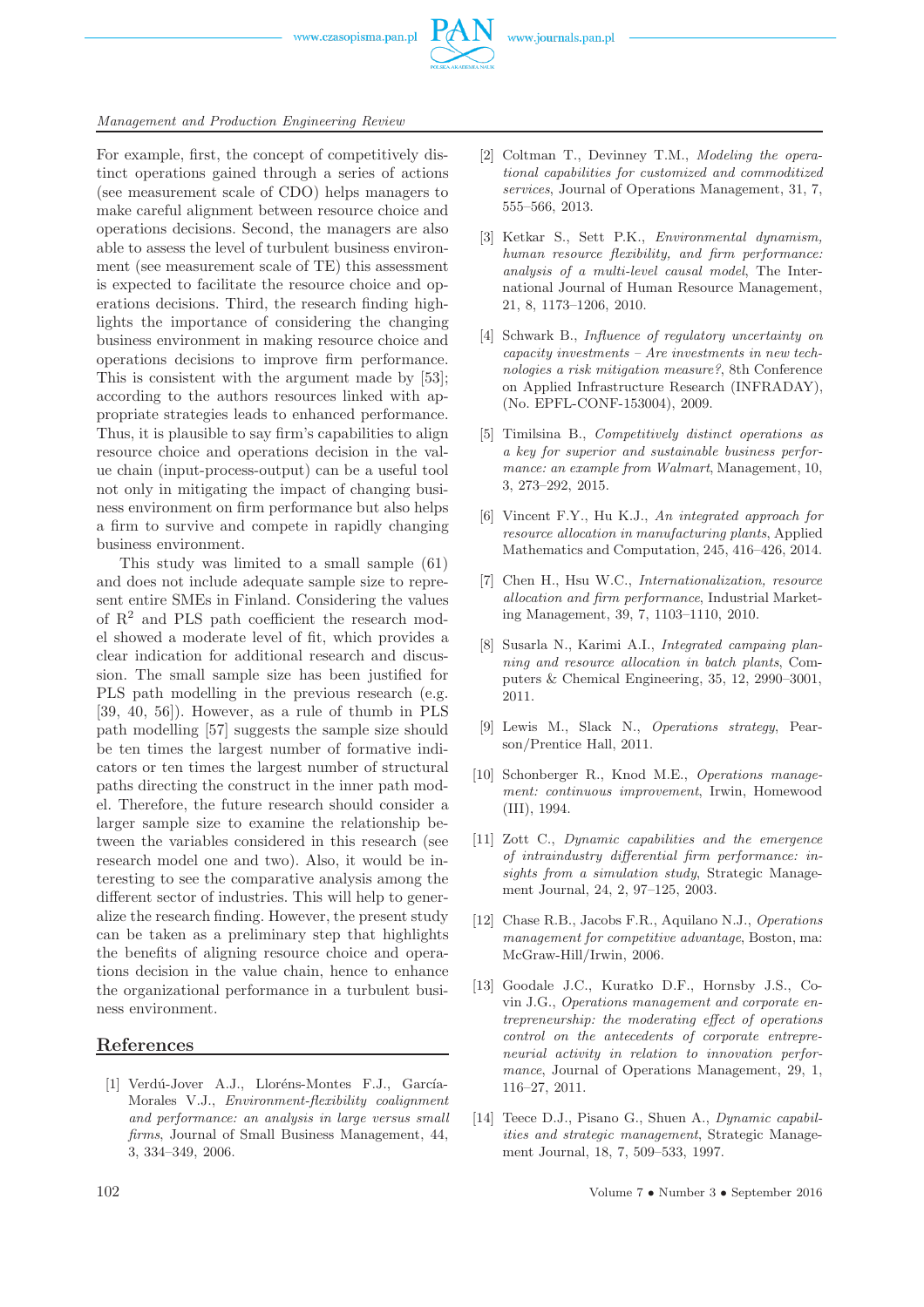For example, first, the concept of competitively distinct operations gained through a series of actions (see measurement scale of CDO) helps managers to make careful alignment between resource choice and operations decisions. Second, the managers are also able to assess the level of turbulent business environment (see measurement scale of TE) this assessment is expected to facilitate the resource choice and operations decisions. Third, the research finding highlights the importance of considering the changing business environment in making resource choice and operations decisions to improve firm performance. This is consistent with the argument made by [53]; according to the authors resources linked with appropriate strategies leads to enhanced performance. Thus, it is plausible to say firm's capabilities to align resource choice and operations decision in the value chain (input-process-output) can be a useful tool not only in mitigating the impact of changing business environment on firm performance but also helps a firm to survive and compete in rapidly changing business environment.

This study was limited to a small sample (61) and does not include adequate sample size to represent entire SMEs in Finland. Considering the values of $R^2$ and PLS path coefficient the research model showed a moderate level of fit, which provides a clear indication for additional research and discussion. The small sample size has been justified for PLS path modelling in the previous research (e.g. [39, 40, 56]). However, as a rule of thumb in PLS path modelling [57] suggests the sample size should be ten times the largest number of formative indicators or ten times the largest number of structural paths directing the construct in the inner path model. Therefore, the future research should consider a larger sample size to examine the relationship between the variables considered in this research (see research model one and two). Also, it would be interesting to see the comparative analysis among the different sector of industries. This will help to generalize the research finding. However, the present study can be taken as a preliminary step that highlights the benefits of aligning resource choice and operations decision in the value chain, hence to enhance the organizational performance in a turbulent business environment.

## References

[1] Verdú-Jover A.J., Lloréns-Montes F.J., García-Morales V.J., *Environment-flexibility coalignment and performance: an analysis in large versus small firms*, Journal of Small Business Management, 44, 3, 334–349, 2006.

[2] Coltman T., Devinney T.M., *Modeling the operational capabilities for customized and commoditized services*, Journal of Operations Management, 31, 7, 555–566, 2013.

[3] Ketkar S., Sett P.K., *Environmental dynamism, human resource flexibility, and firm performance: analysis of a multi-level causal model*, The International Journal of Human Resource Management, 21, 8, 1173–1206, 2010.

[4] Schwark B., *Influence of regulatory uncertainty on capacity investments – Are investments in new technologies a risk mitigation measure?*, 8th Conference on Applied Infrastructure Research (INFRADAY), (No. EPFL-CONF-153004), 2009.

[5] Timilsina B., *Competitively distinct operations as a key for superior and sustainable business performance: an example from Walmart*, Management, 10, 3, 273–292, 2015.

[6] Vincent F.Y., Hu K.J., *An integrated approach for resource allocation in manufacturing plants*, Applied Mathematics and Computation, 245, 416–426, 2014.

[7] Chen H., Hsu W.C., *Internationalization, resource allocation and firm performance*, Industrial Marketing Management, 39, 7, 1103–1110, 2010.

[8] Susarla N., Karimi A.I., *Integrated campaing planning and resource allocation in batch plants*, Computers & Chemical Engineering, 35, 12, 2990–3001, 2011.

[9] Lewis M., Slack N., *Operations strategy*, Pearson/Prentice Hall, 2011.

[10] Schonberger R., Knod M.E., *Operations management: continuous improvement*, Irwin, Homewood (III), 1994.

[11] Zott C., *Dynamic capabilities and the emergence of intraindustry differential firm performance: insights from a simulation study*, Strategic Management Journal, 24, 2, 97–125, 2003.

[12] Chase R.B., Jacobs F.R., Aquilano N.J., *Operations management for competitive advantage*, Boston, ma: McGraw-Hill/Irwin, 2006.

[13] Goodale J.C., Kuratko D.F., Hornsby J.S., Covin J.G., *Operations management and corporate entrepreneurship: the moderating effect of operations control on the antecedents of corporate entrepreneurial activity in relation to innovation performance*, Journal of Operations Management, 29, 1, 116–27, 2011.

[14] Teece D.J., Pisano G., Shuen A., *Dynamic capabilities and strategic management*, Strategic Management Journal, 18, 7, 509–533, 1997.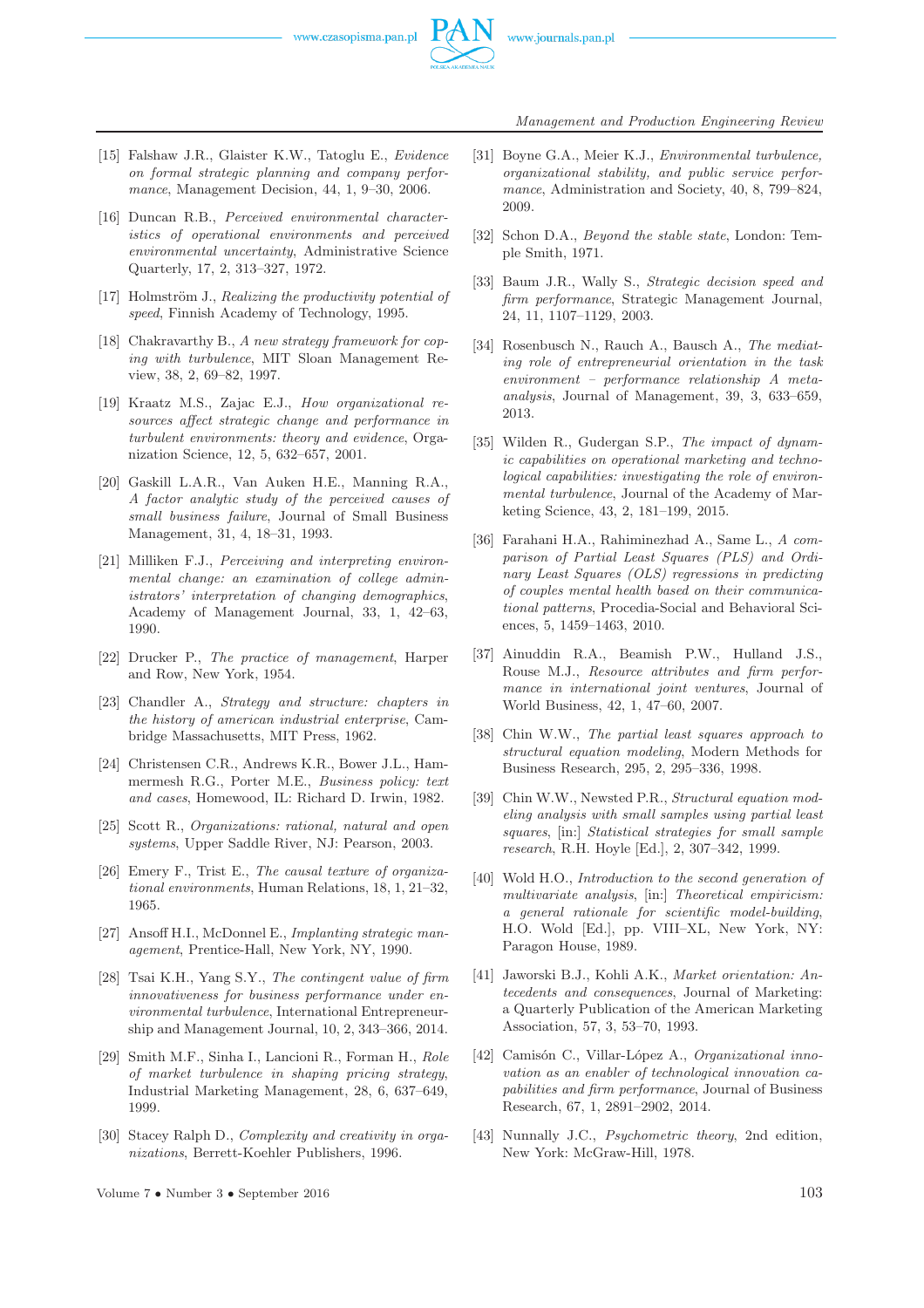[15] Falshaw J.R., Glaister K.W., Tatoglu E., *Evidence on formal strategic planning and company performance*, Management Decision, 44, 1, 9–30, 2006.

[16] Duncan R.B., *Perceived environmental characteristics of operational environments and perceived environmental uncertainty*, Administrative Science Quarterly, 17, 2, 313–327, 1972.

[17] Holmström J., *Realizing the productivity potential of speed*, Finnish Academy of Technology, 1995.

[18] Chakravarthy B., *A new strategy framework for coping with turbulence*, MIT Sloan Management Review, 38, 2, 69–82, 1997.

[19] Kraatz M.S., Zajac E.J., *How organizational resources affect strategic change and performance in turbulent environments: theory and evidence*, Organization Science, 12, 5, 632–657, 2001.

[20] Gaskill L.A.R., Van Auken H.E., Manning R.A., *A factor analytic study of the perceived causes of small business failure*, Journal of Small Business Management, 31, 4, 18–31, 1993.

[21] Milliken F.J., *Perceiving and interpreting environmental change: an examination of college administrators' interpretation of changing demographics*, Academy of Management Journal, 33, 1, 42–63, 1990.

[22] Drucker P., *The practice of management*, Harper and Row, New York, 1954.

[23] Chandler A., *Strategy and structure: chapters in the history of american industrial enterprise*, Cambridge Massachusetts, MIT Press, 1962.

[24] Christensen C.R., Andrews K.R., Bower J.L., Hammermesh R.G., Porter M.E., *Business policy: text and cases*, Homewood, IL: Richard D. Irwin, 1982.

[25] Scott R., *Organizations: rational, natural and open systems*, Upper Saddle River, NJ: Pearson, 2003.

[26] Emery F., Trist E., *The causal texture of organizational environments*, Human Relations, 18, 1, 21–32, 1965.

[27] Ansoff H.I., McDonnel E., *Implanting strategic management*, Prentice-Hall, New York, NY, 1990.

[28] Tsai K.H., Yang S.Y., *The contingent value of firm innovativeness for business performance under environmental turbulence*, International Entrepreneurship and Management Journal, 10, 2, 343–366, 2014.

[29] Smith M.F., Sinha I., Lancioni R., Forman H., *Role of market turbulence in shaping pricing strategy*, Industrial Marketing Management, 28, 6, 637–649, 1999.

[30] Stacey Ralph D., *Complexity and creativity in organizations*, Berrett-Koehler Publishers, 1996.

[31] Boyne G.A., Meier K.J., *Environmental turbulence, organizational stability, and public service performance*, Administration and Society, 40, 8, 799–824, 2009.

[32] Schon D.A., *Beyond the stable state*, London: Temple Smith, 1971.

[33] Baum J.R., Wally S., *Strategic decision speed and firm performance*, Strategic Management Journal, 24, 11, 1107–1129, 2003.

[34] Rosenbusch N., Rauch A., Bausch A., *The mediating role of entrepreneurial orientation in the task environment – performance relationship A meta-analysis*, Journal of Management, 39, 3, 633–659, 2013.

[35] Wilden R., Gudergan S.P., *The impact of dynamic capabilities on operational marketing and technological capabilities: investigating the role of environmental turbulence*, Journal of the Academy of Marketing Science, 43, 2, 181–199, 2015.

[36] Farahani H.A., Rahiminezhad A., Same L., *A comparison of Partial Least Squares (PLS) and Ordinary Least Squares (OLS) regressions in predicting of couples mental health based on their communicational patterns*, Procedia-Social and Behavioral Sciences, 5, 1459–1463, 2010.

[37] Ainuddin R.A., Beamish P.W., Hulland J.S., Rouse M.J., *Resource attributes and firm performance in international joint ventures*, Journal of World Business, 42, 1, 47–60, 2007.

[38] Chin W.W., *The partial least squares approach to structural equation modeling*, Modern Methods for Business Research, 295, 2, 295–336, 1998.

[39] Chin W.W., Newsted P.R., *Structural equation modeling analysis with small samples using partial least squares*, [in:] *Statistical strategies for small sample research*, R.H. Hoyle [Ed.], 2, 307–342, 1999.

[40] Wold H.O., *Introduction to the second generation of multivariate analysis*, [in:] *Theoretical empiricism: a general rationale for scientific model-building*, H.O. Wold [Ed.], pp. VIII–XL, New York, NY: Paragon House, 1989.

[41] Jaworski B.J., Kohli A.K., *Market orientation: Antecedents and consequences*, Journal of Marketing: a Quarterly Publication of the American Marketing Association, 57, 3, 53–70, 1993.

[42] Camisón C., Villar-López A., *Organizational innovation as an enabler of technological innovation capabilities and firm performance*, Journal of Business Research, 67, 1, 2891–2902, 2014.

[43] Nunnally J.C., *Psychometric theory*, 2nd edition, New York: McGraw-Hill, 1978.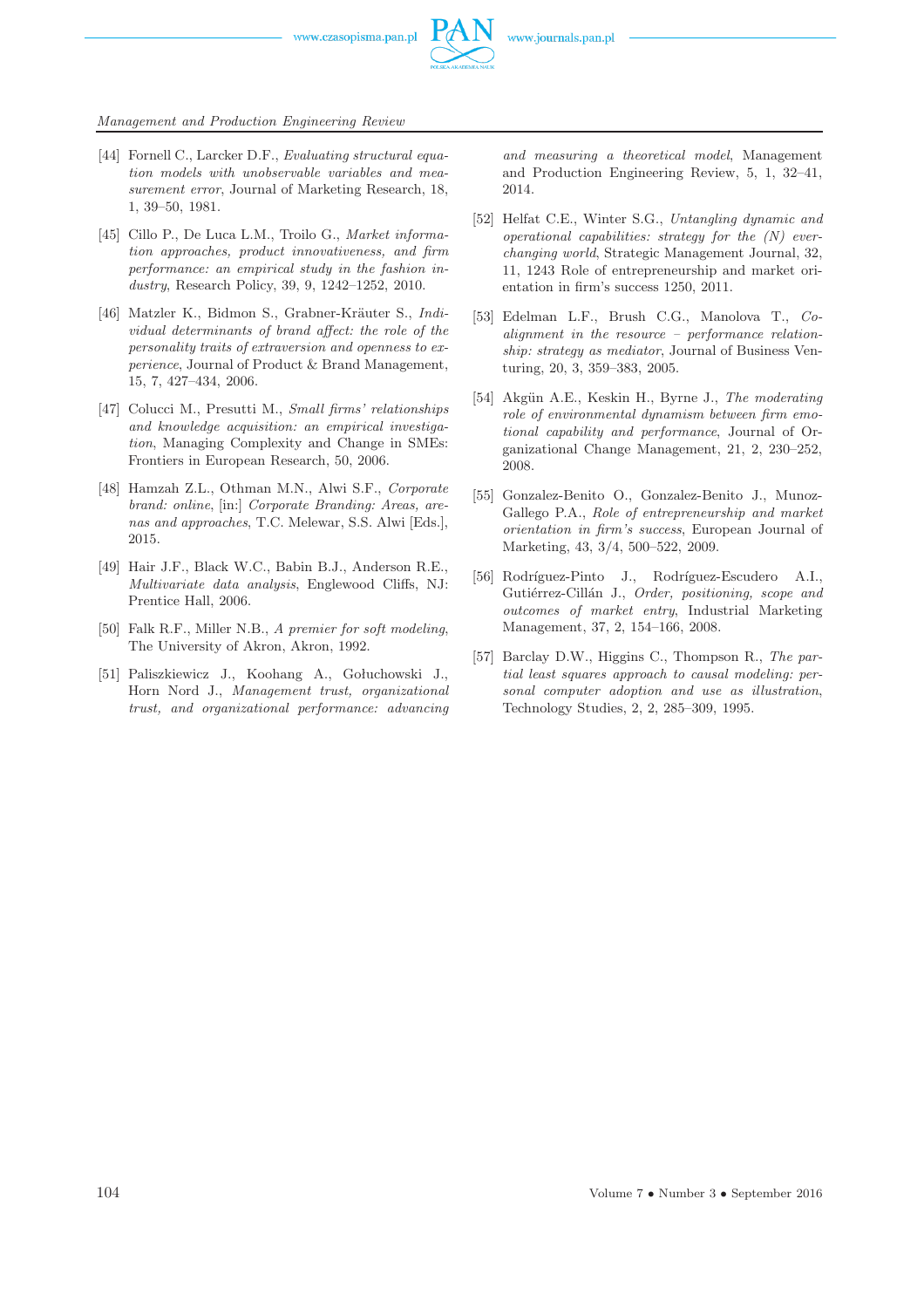[44] Fornell C., Larcker D.F., *Evaluating structural equation models with unobservable variables and measurement error*, Journal of Marketing Research, 18, 1, 39–50, 1981.

[45] Cillo P., De Luca L.M., Troilo G., *Market information approaches, product innovativeness, and firm performance: an empirical study in the fashion industry*, Research Policy, 39, 9, 1242–1252, 2010.

[46] Matzler K., Bidmon S., Grabner-Kräuter S., *Individual determinants of brand affect: the role of the personality traits of extraversion and openness to experience*, Journal of Product & Brand Management, 15, 7, 427–434, 2006.

[47] Colucci M., Presutti M., *Small firms' relationships and knowledge acquisition: an empirical investigation*, Managing Complexity and Change in SMEs: Frontiers in European Research, 50, 2006.

[48] Hamzah Z.L., Othman M.N., Alwi S.F., *Corporate brand: online*, [in:] *Corporate Branding: Areas, arenas and approaches*, T.C. Melewar, S.S. Alwi [Eds.], 2015.

[49] Hair J.F., Black W.C., Babin B.J., Anderson R.E., *Multivariate data analysis*, Englewood Cliffs, NJ: Prentice Hall, 2006.

[50] Falk R.F., Miller N.B., *A premier for soft modeling*, The University of Akron, Akron, 1992.

[51] Paliszkiewicz J., Koohang A., Gołuchowski J., Horn Nord J., *Management trust, organizational trust, and organizational performance: advancing and measuring a theoretical model*, Management and Production Engineering Review, 5, 1, 32–41, 2014.

[52] Helfat C.E., Winter S.G., *Untangling dynamic and operational capabilities: strategy for the (N) ever-changing world*, Strategic Management Journal, 32, 11, 1243 Role of entrepreneurship and market orientation in firm's success 1250, 2011.

[53] Edelman L.F., Brush C.G., Manolova T., *Co-alignment in the resource – performance relationship: strategy as mediator*, Journal of Business Venturing, 20, 3, 359–383, 2005.

[54] Akgün A.E., Keskin H., Byrne J., *The moderating role of environmental dynamism between firm emotional capability and performance*, Journal of Organizational Change Management, 21, 2, 230–252, 2008.

[55] Gonzalez-Benito O., Gonzalez-Benito J., Munoz-Gallego P.A., *Role of entrepreneurship and market orientation in firm's success*, European Journal of Marketing, 43, 3/4, 500–522, 2009.

[56] Rodríguez-Pinto J., Rodríguez-Escudero A.I., Gutiérrez-Cillán J., *Order, positioning, scope and outcomes of market entry*, Industrial Marketing Management, 37, 2, 154–166, 2008.

[57] Barclay D.W., Higgins C., Thompson R., *The partial least squares approach to causal modeling: personal computer adoption and use as illustration*, Technology Studies, 2, 2, 285–309, 1995.